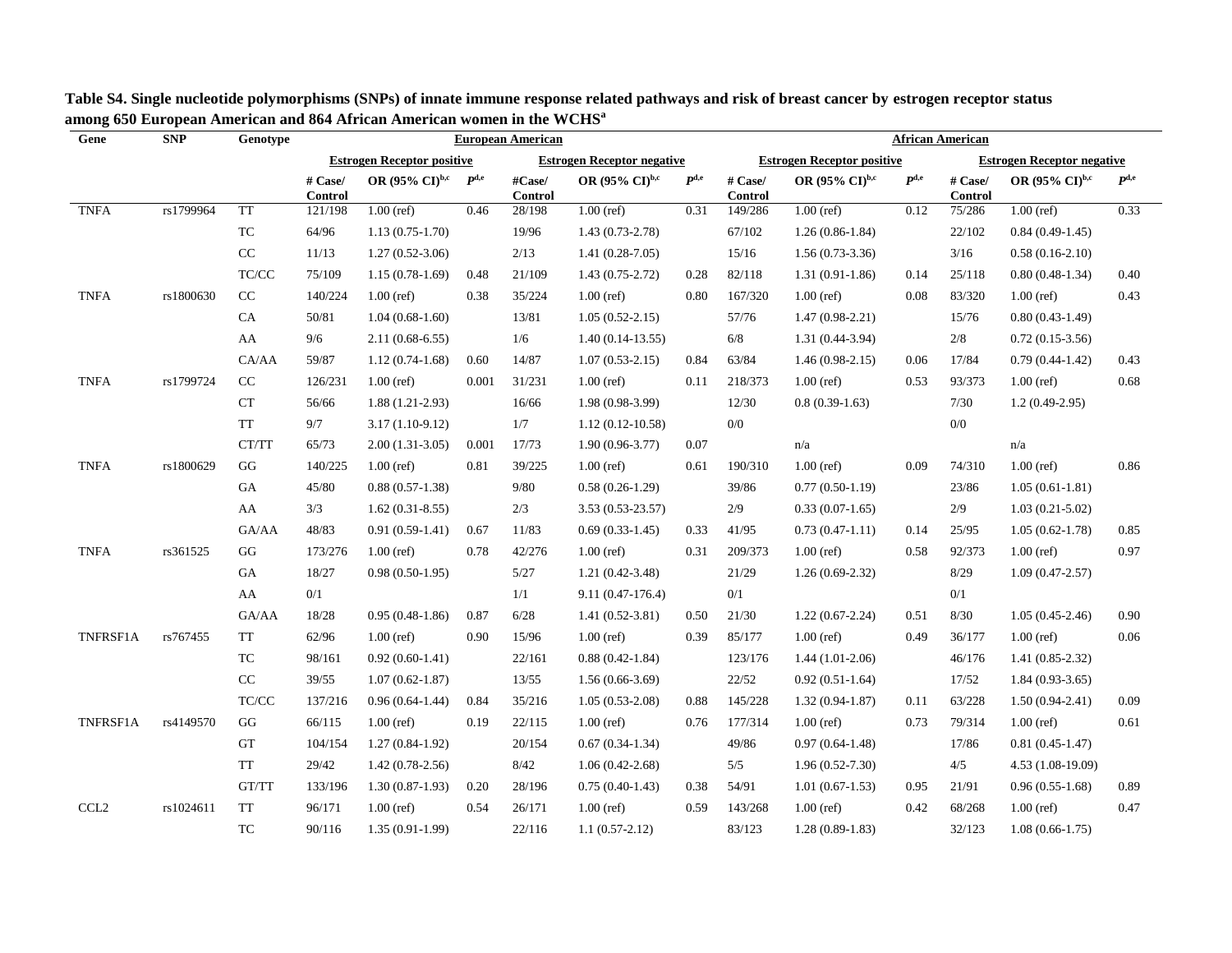**Table S4. Single nucleotide polymorphisms (SNPs) of innate immune response related pathways and risk of breast cancer by estrogen receptor status among 650 European American and 864 African American women in the WCHS[a]**

| Gene | SNP | Genotype | European American | | | | | | African American | | | | | |
|---|---|---|---|---|---|---|---|---|---|---|---|---|---|---|
| | | | Estrogen Receptor positive | | | Estrogen Receptor negative | | | Estrogen Receptor positive | | | Estrogen Receptor negative | | |
| | | | # Case/ Control | OR (95% CI)[b,c] | P[d,e] | #Case/ Control | OR (95% CI)[b,c] | P[d,e] | # Case/ Control | OR (95% CI)[b,c] | P[d,e] | # Case/ Control | OR (95% CI)[b,c] | P[d,e] |
| TNFA | rs1799964 | TT | 121/198 | 1.00 (ref) | 0.46 | 28/198 | 1.00 (ref) | 0.31 | 149/286 | 1.00 (ref) | 0.12 | 75/286 | 1.00 (ref) | 0.33 |
| | | TC | 64/96 | 1.13 (0.75-1.70) | | 19/96 | 1.43 (0.73-2.78) | | 67/102 | 1.26 (0.86-1.84) | | 22/102 | 0.84 (0.49-1.45) | |
| | | CC | 11/13 | 1.27 (0.52-3.06) | | 2/13 | 1.41 (0.28-7.05) | | 15/16 | 1.56 (0.73-3.36) | | 3/16 | 0.58 (0.16-2.10) | |
| | | TC/CC | 75/109 | 1.15 (0.78-1.69) | 0.48 | 21/109 | 1.43 (0.75-2.72) | 0.28 | 82/118 | 1.31 (0.91-1.86) | 0.14 | 25/118 | 0.80 (0.48-1.34) | 0.40 |
| TNFA | rs1800630 | CC | 140/224 | 1.00 (ref) | 0.38 | 35/224 | 1.00 (ref) | 0.80 | 167/320 | 1.00 (ref) | 0.08 | 83/320 | 1.00 (ref) | 0.43 |
| | | CA | 50/81 | 1.04 (0.68-1.60) | | 13/81 | 1.05 (0.52-2.15) | | 57/76 | 1.47 (0.98-2.21) | | 15/76 | 0.80 (0.43-1.49) | |
| | | AA | 9/6 | 2.11 (0.68-6.55) | | 1/6 | 1.40 (0.14-13.55) | | 6/8 | 1.31 (0.44-3.94) | | 2/8 | 0.72 (0.15-3.56) | |
| | | CA/AA | 59/87 | 1.12 (0.74-1.68) | 0.60 | 14/87 | 1.07 (0.53-2.15) | 0.84 | 63/84 | 1.46 (0.98-2.15) | 0.06 | 17/84 | 0.79 (0.44-1.42) | 0.43 |
| TNFA | rs1799724 | CC | 126/231 | 1.00 (ref) | 0.001 | 31/231 | 1.00 (ref) | 0.11 | 218/373 | 1.00 (ref) | 0.53 | 93/373 | 1.00 (ref) | 0.68 |
| | | CT | 56/66 | 1.88 (1.21-2.93) | | 16/66 | 1.98 (0.98-3.99) | | 12/30 | 0.8 (0.39-1.63) | | 7/30 | 1.2 (0.49-2.95) | |
| | | TT | 9/7 | 3.17 (1.10-9.12) | | 1/7 | 1.12 (0.12-10.58) | | 0/0 | | | 0/0 | | |
| | | CT/TT | 65/73 | 2.00 (1.31-3.05) | 0.001 | 17/73 | 1.90 (0.96-3.77) | 0.07 | | n/a | | | n/a | |
| TNFA | rs1800629 | GG | 140/225 | 1.00 (ref) | 0.81 | 39/225 | 1.00 (ref) | 0.61 | 190/310 | 1.00 (ref) | 0.09 | 74/310 | 1.00 (ref) | 0.86 |
| | | GA | 45/80 | 0.88 (0.57-1.38) | | 9/80 | 0.58 (0.26-1.29) | | 39/86 | 0.77 (0.50-1.19) | | 23/86 | 1.05 (0.61-1.81) | |
| | | AA | 3/3 | 1.62 (0.31-8.55) | | 2/3 | 3.53 (0.53-23.57) | | 2/9 | 0.33 (0.07-1.65) | | 2/9 | 1.03 (0.21-5.02) | |
| | | GA/AA | 48/83 | 0.91 (0.59-1.41) | 0.67 | 11/83 | 0.69 (0.33-1.45) | 0.33 | 41/95 | 0.73 (0.47-1.11) | 0.14 | 25/95 | 1.05 (0.62-1.78) | 0.85 |
| TNFA | rs361525 | GG | 173/276 | 1.00 (ref) | 0.78 | 42/276 | 1.00 (ref) | 0.31 | 209/373 | 1.00 (ref) | 0.58 | 92/373 | 1.00 (ref) | 0.97 |
| | | GA | 18/27 | 0.98 (0.50-1.95) | | 5/27 | 1.21 (0.42-3.48) | | 21/29 | 1.26 (0.69-2.32) | | 8/29 | 1.09 (0.47-2.57) | |
| | | AA | 0/1 | | | 1/1 | 9.11 (0.47-176.4) | | 0/1 | | | 0/1 | | |
| | | GA/AA | 18/28 | 0.95 (0.48-1.86) | 0.87 | 6/28 | 1.41 (0.52-3.81) | 0.50 | 21/30 | 1.22 (0.67-2.24) | 0.51 | 8/30 | 1.05 (0.45-2.46) | 0.90 |
| TNFRSF1A | rs767455 | TT | 62/96 | 1.00 (ref) | 0.90 | 15/96 | 1.00 (ref) | 0.39 | 85/177 | 1.00 (ref) | 0.49 | 36/177 | 1.00 (ref) | 0.06 |
| | | TC | 98/161 | 0.92 (0.60-1.41) | | 22/161 | 0.88 (0.42-1.84) | | 123/176 | 1.44 (1.01-2.06) | | 46/176 | 1.41 (0.85-2.32) | |
| | | CC | 39/55 | 1.07 (0.62-1.87) | | 13/55 | 1.56 (0.66-3.69) | | 22/52 | 0.92 (0.51-1.64) | | 17/52 | 1.84 (0.93-3.65) | |
| | | TC/CC | 137/216 | 0.96 (0.64-1.44) | 0.84 | 35/216 | 1.05 (0.53-2.08) | 0.88 | 145/228 | 1.32 (0.94-1.87) | 0.11 | 63/228 | 1.50 (0.94-2.41) | 0.09 |
| TNFRSF1A | rs4149570 | GG | 66/115 | 1.00 (ref) | 0.19 | 22/115 | 1.00 (ref) | 0.76 | 177/314 | 1.00 (ref) | 0.73 | 79/314 | 1.00 (ref) | 0.61 |
| | | GT | 104/154 | 1.27 (0.84-1.92) | | 20/154 | 0.67 (0.34-1.34) | | 49/86 | 0.97 (0.64-1.48) | | 17/86 | 0.81 (0.45-1.47) | |
| | | TT | 29/42 | 1.42 (0.78-2.56) | | 8/42 | 1.06 (0.42-2.68) | | 5/5 | 1.96 (0.52-7.30) | | 4/5 | 4.53 (1.08-19.09) | |
| | | GT/TT | 133/196 | 1.30 (0.87-1.93) | 0.20 | 28/196 | 0.75 (0.40-1.43) | 0.38 | 54/91 | 1.01 (0.67-1.53) | 0.95 | 21/91 | 0.96 (0.55-1.68) | 0.89 |
| CCL2 | rs1024611 | TT | 96/171 | 1.00 (ref) | 0.54 | 26/171 | 1.00 (ref) | 0.59 | 143/268 | 1.00 (ref) | 0.42 | 68/268 | 1.00 (ref) | 0.47 |
| | | TC | 90/116 | 1.35 (0.91-1.99) | | 22/116 | 1.1 (0.57-2.12) | | 83/123 | 1.28 (0.89-1.83) | | 32/123 | 1.08 (0.66-1.75) | |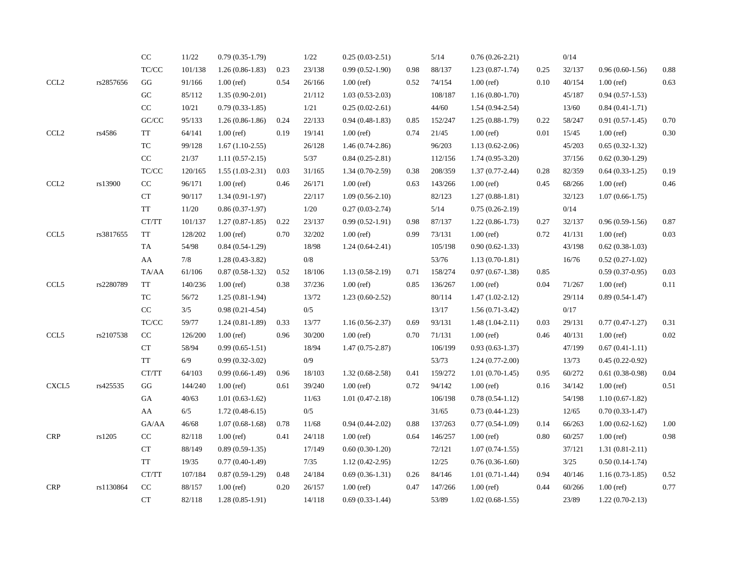| | | | | | | | | | | | | | | | |
|---|---|---|---|---|---|---|---|---|---|---|---|---|---|---|---|
| | | CC | 11/22 | 0.79 (0.35-1.79) | | 1/22 | 0.25 (0.03-2.51) | | 5/14 | 0.76 (0.26-2.21) | | 0/14 | | |
| | | TC/CC | 101/138 | 1.26 (0.86-1.83) | 0.23 | 23/138 | 0.99 (0.52-1.90) | 0.98 | 88/137 | 1.23 (0.87-1.74) | 0.25 | 32/137 | 0.96 (0.60-1.56) | 0.88 |
| CCL2 | rs2857656 | GG | 91/166 | 1.00 (ref) | 0.54 | 26/166 | 1.00 (ref) | 0.52 | 74/154 | 1.00 (ref) | 0.10 | 40/154 | 1.00 (ref) | 0.63 |
| | | GC | 85/112 | 1.35 (0.90-2.01) | | 21/112 | 1.03 (0.53-2.03) | | 108/187 | 1.16 (0.80-1.70) | | 45/187 | 0.94 (0.57-1.53) | |
| | | CC | 10/21 | 0.79 (0.33-1.85) | | 1/21 | 0.25 (0.02-2.61) | | 44/60 | 1.54 (0.94-2.54) | | 13/60 | 0.84 (0.41-1.71) | |
| | | GC/CC | 95/133 | 1.26 (0.86-1.86) | 0.24 | 22/133 | 0.94 (0.48-1.83) | 0.85 | 152/247 | 1.25 (0.88-1.79) | 0.22 | 58/247 | 0.91 (0.57-1.45) | 0.70 |
| CCL2 | rs4586 | TT | 64/141 | 1.00 (ref) | 0.19 | 19/141 | 1.00 (ref) | 0.74 | 21/45 | 1.00 (ref) | 0.01 | 15/45 | 1.00 (ref) | 0.30 |
| | | TC | 99/128 | 1.67 (1.10-2.55) | | 26/128 | 1.46 (0.74-2.86) | | 96/203 | 1.13 (0.62-2.06) | | 45/203 | 0.65 (0.32-1.32) | |
| | | CC | 21/37 | 1.11 (0.57-2.15) | | 5/37 | 0.84 (0.25-2.81) | | 112/156 | 1.74 (0.95-3.20) | | 37/156 | 0.62 (0.30-1.29) | |
| | | TC/CC | 120/165 | 1.55 (1.03-2.31) | 0.03 | 31/165 | 1.34 (0.70-2.59) | 0.38 | 208/359 | 1.37 (0.77-2.44) | 0.28 | 82/359 | 0.64 (0.33-1.25) | 0.19 |
| CCL2 | rs13900 | CC | 96/171 | 1.00 (ref) | 0.46 | 26/171 | 1.00 (ref) | 0.63 | 143/266 | 1.00 (ref) | 0.45 | 68/266 | 1.00 (ref) | 0.46 |
| | | CT | 90/117 | 1.34 (0.91-1.97) | | 22/117 | 1.09 (0.56-2.10) | | 82/123 | 1.27 (0.88-1.81) | | 32/123 | 1.07 (0.66-1.75) | |
| | | TT | 11/20 | 0.86 (0.37-1.97) | | 1/20 | 0.27 (0.03-2.74) | | 5/14 | 0.75 (0.26-2.19) | | 0/14 | | |
| | | CT/TT | 101/137 | 1.27 (0.87-1.85) | 0.22 | 23/137 | 0.99 (0.52-1.91) | 0.98 | 87/137 | 1.22 (0.86-1.73) | 0.27 | 32/137 | 0.96 (0.59-1.56) | 0.87 |
| CCL5 | rs3817655 | TT | 128/202 | 1.00 (ref) | 0.70 | 32/202 | 1.00 (ref) | 0.99 | 73/131 | 1.00 (ref) | 0.72 | 41/131 | 1.00 (ref) | 0.03 |
| | | TA | 54/98 | 0.84 (0.54-1.29) | | 18/98 | 1.24 (0.64-2.41) | | 105/198 | 0.90 (0.62-1.33) | | 43/198 | 0.62 (0.38-1.03) | |
| | | AA | 7/8 | 1.28 (0.43-3.82) | | 0/8 | | | 53/76 | 1.13 (0.70-1.81) | | 16/76 | 0.52 (0.27-1.02) | |
| | | TA/AA | 61/106 | 0.87 (0.58-1.32) | 0.52 | 18/106 | 1.13 (0.58-2.19) | 0.71 | 158/274 | 0.97 (0.67-1.38) | 0.85 | | 0.59 (0.37-0.95) | 0.03 |
| CCL5 | rs2280789 | TT | 140/236 | 1.00 (ref) | 0.38 | 37/236 | 1.00 (ref) | 0.85 | 136/267 | 1.00 (ref) | 0.04 | 71/267 | 1.00 (ref) | 0.11 |
| | | TC | 56/72 | 1.25 (0.81-1.94) | | 13/72 | 1.23 (0.60-2.52) | | 80/114 | 1.47 (1.02-2.12) | | 29/114 | 0.89 (0.54-1.47) | |
| | | CC | 3/5 | 0.98 (0.21-4.54) | | 0/5 | | | 13/17 | 1.56 (0.71-3.42) | | 0/17 | | |
| | | TC/CC | 59/77 | 1.24 (0.81-1.89) | 0.33 | 13/77 | 1.16 (0.56-2.37) | 0.69 | 93/131 | 1.48 (1.04-2.11) | 0.03 | 29/131 | 0.77 (0.47-1.27) | 0.31 |
| CCL5 | rs2107538 | CC | 126/200 | 1.00 (ref) | 0.96 | 30/200 | 1.00 (ref) | 0.70 | 71/131 | 1.00 (ref) | 0.46 | 40/131 | 1.00 (ref) | 0.02 |
| | | CT | 58/94 | 0.99 (0.65-1.51) | | 18/94 | 1.47 (0.75-2.87) | | 106/199 | 0.93 (0.63-1.37) | | 47/199 | 0.67 (0.41-1.11) | |
| | | TT | 6/9 | 0.99 (0.32-3.02) | | 0/9 | | | 53/73 | 1.24 (0.77-2.00) | | 13/73 | 0.45 (0.22-0.92) | |
| | | CT/TT | 64/103 | 0.99 (0.66-1.49) | 0.96 | 18/103 | 1.32 (0.68-2.58) | 0.41 | 159/272 | 1.01 (0.70-1.45) | 0.95 | 60/272 | 0.61 (0.38-0.98) | 0.04 |
| CXCL5 | rs425535 | GG | 144/240 | 1.00 (ref) | 0.61 | 39/240 | 1.00 (ref) | 0.72 | 94/142 | 1.00 (ref) | 0.16 | 34/142 | 1.00 (ref) | 0.51 |
| | | GA | 40/63 | 1.01 (0.63-1.62) | | 11/63 | 1.01 (0.47-2.18) | | 106/198 | 0.78 (0.54-1.12) | | 54/198 | 1.10 (0.67-1.82) | |
| | | AA | 6/5 | 1.72 (0.48-6.15) | | 0/5 | | | 31/65 | 0.73 (0.44-1.23) | | 12/65 | 0.70 (0.33-1.47) | |
| | | GA/AA | 46/68 | 1.07 (0.68-1.68) | 0.78 | 11/68 | 0.94 (0.44-2.02) | 0.88 | 137/263 | 0.77 (0.54-1.09) | 0.14 | 66/263 | 1.00 (0.62-1.62) | 1.00 |
| CRP | rs1205 | CC | 82/118 | 1.00 (ref) | 0.41 | 24/118 | 1.00 (ref) | 0.64 | 146/257 | 1.00 (ref) | 0.80 | 60/257 | 1.00 (ref) | 0.98 |
| | | CT | 88/149 | 0.89 (0.59-1.35) | | 17/149 | 0.60 (0.30-1.20) | | 72/121 | 1.07 (0.74-1.55) | | 37/121 | 1.31 (0.81-2.11) | |
| | | TT | 19/35 | 0.77 (0.40-1.49) | | 7/35 | 1.12 (0.42-2.95) | | 12/25 | 0.76 (0.36-1.60) | | 3/25 | 0.50 (0.14-1.74) | |
| | | CT/TT | 107/184 | 0.87 (0.59-1.29) | 0.48 | 24/184 | 0.69 (0.36-1.31) | 0.26 | 84/146 | 1.01 (0.71-1.44) | 0.94 | 40/146 | 1.16 (0.73-1.85) | 0.52 |
| CRP | rs1130864 | CC | 88/157 | 1.00 (ref) | 0.20 | 26/157 | 1.00 (ref) | 0.47 | 147/266 | 1.00 (ref) | 0.44 | 60/266 | 1.00 (ref) | 0.77 |
| | | CT | 82/118 | 1.28 (0.85-1.91) | | 14/118 | 0.69 (0.33-1.44) | | 53/89 | 1.02 (0.68-1.55) | | 23/89 | 1.22 (0.70-2.13) | |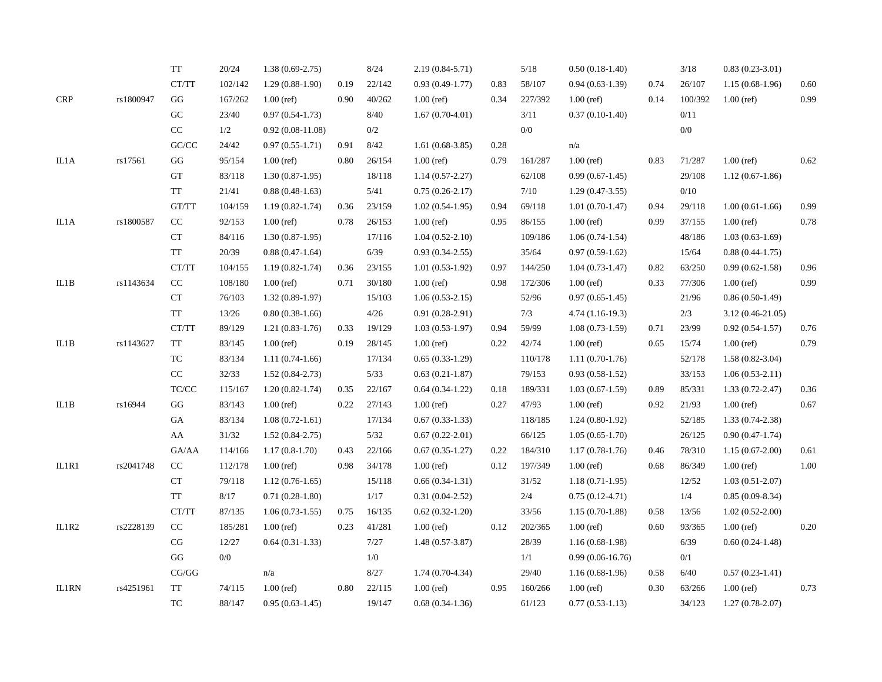| | | | | | | | | | | | | | | |
|---|---|---|---|---|---|---|---|---|---|---|---|---|---|---|
| | | TT | 20/24 | 1.38 (0.69-2.75) | | 8/24 | 2.19 (0.84-5.71) | | 5/18 | 0.50 (0.18-1.40) | | 3/18 | 0.83 (0.23-3.01) | |
| | | CT/TT | 102/142 | 1.29 (0.88-1.90) | 0.19 | 22/142 | 0.93 (0.49-1.77) | 0.83 | 58/107 | 0.94 (0.63-1.39) | 0.74 | 26/107 | 1.15 (0.68-1.96) | 0.60 |
| CRP | rs1800947 | GG | 167/262 | 1.00 (ref) | 0.90 | 40/262 | 1.00 (ref) | 0.34 | 227/392 | 1.00 (ref) | 0.14 | 100/392 | 1.00 (ref) | 0.99 |
| | | GC | 23/40 | 0.97 (0.54-1.73) | | 8/40 | 1.67 (0.70-4.01) | | 3/11 | 0.37 (0.10-1.40) | | 0/11 | | |
| | | CC | 1/2 | 0.92 (0.08-11.08) | | 0/2 | | | 0/0 | | | 0/0 | | |
| | | GC/CC | 24/42 | 0.97 (0.55-1.71) | 0.91 | 8/42 | 1.61 (0.68-3.85) | 0.28 | | n/a | | | | |
| IL1A | rs17561 | GG | 95/154 | 1.00 (ref) | 0.80 | 26/154 | 1.00 (ref) | 0.79 | 161/287 | 1.00 (ref) | 0.83 | 71/287 | 1.00 (ref) | 0.62 |
| | | GT | 83/118 | 1.30 (0.87-1.95) | | 18/118 | 1.14 (0.57-2.27) | | 62/108 | 0.99 (0.67-1.45) | | 29/108 | 1.12 (0.67-1.86) | |
| | | TT | 21/41 | 0.88 (0.48-1.63) | | 5/41 | 0.75 (0.26-2.17) | | 7/10 | 1.29 (0.47-3.55) | | 0/10 | | |
| | | GT/TT | 104/159 | 1.19 (0.82-1.74) | 0.36 | 23/159 | 1.02 (0.54-1.95) | 0.94 | 69/118 | 1.01 (0.70-1.47) | 0.94 | 29/118 | 1.00 (0.61-1.66) | 0.99 |
| IL1A | rs1800587 | CC | 92/153 | 1.00 (ref) | 0.78 | 26/153 | 1.00 (ref) | 0.95 | 86/155 | 1.00 (ref) | 0.99 | 37/155 | 1.00 (ref) | 0.78 |
| | | CT | 84/116 | 1.30 (0.87-1.95) | | 17/116 | 1.04 (0.52-2.10) | | 109/186 | 1.06 (0.74-1.54) | | 48/186 | 1.03 (0.63-1.69) | |
| | | TT | 20/39 | 0.88 (0.47-1.64) | | 6/39 | 0.93 (0.34-2.55) | | 35/64 | 0.97 (0.59-1.62) | | 15/64 | 0.88 (0.44-1.75) | |
| | | CT/TT | 104/155 | 1.19 (0.82-1.74) | 0.36 | 23/155 | 1.01 (0.53-1.92) | 0.97 | 144/250 | 1.04 (0.73-1.47) | 0.82 | 63/250 | 0.99 (0.62-1.58) | 0.96 |
| IL1B | rs1143634 | CC | 108/180 | 1.00 (ref) | 0.71 | 30/180 | 1.00 (ref) | 0.98 | 172/306 | 1.00 (ref) | 0.33 | 77/306 | 1.00 (ref) | 0.99 |
| | | CT | 76/103 | 1.32 (0.89-1.97) | | 15/103 | 1.06 (0.53-2.15) | | 52/96 | 0.97 (0.65-1.45) | | 21/96 | 0.86 (0.50-1.49) | |
| | | TT | 13/26 | 0.80 (0.38-1.66) | | 4/26 | 0.91 (0.28-2.91) | | 7/3 | 4.74 (1.16-19.3) | | 2/3 | 3.12 (0.46-21.05) | |
| | | CT/TT | 89/129 | 1.21 (0.83-1.76) | 0.33 | 19/129 | 1.03 (0.53-1.97) | 0.94 | 59/99 | 1.08 (0.73-1.59) | 0.71 | 23/99 | 0.92 (0.54-1.57) | 0.76 |
| IL1B | rs1143627 | TT | 83/145 | 1.00 (ref) | 0.19 | 28/145 | 1.00 (ref) | 0.22 | 42/74 | 1.00 (ref) | 0.65 | 15/74 | 1.00 (ref) | 0.79 |
| | | TC | 83/134 | 1.11 (0.74-1.66) | | 17/134 | 0.65 (0.33-1.29) | | 110/178 | 1.11 (0.70-1.76) | | 52/178 | 1.58 (0.82-3.04) | |
| | | CC | 32/33 | 1.52 (0.84-2.73) | | 5/33 | 0.63 (0.21-1.87) | | 79/153 | 0.93 (0.58-1.52) | | 33/153 | 1.06 (0.53-2.11) | |
| | | TC/CC | 115/167 | 1.20 (0.82-1.74) | 0.35 | 22/167 | 0.64 (0.34-1.22) | 0.18 | 189/331 | 1.03 (0.67-1.59) | 0.89 | 85/331 | 1.33 (0.72-2.47) | 0.36 |
| IL1B | rs16944 | GG | 83/143 | 1.00 (ref) | 0.22 | 27/143 | 1.00 (ref) | 0.27 | 47/93 | 1.00 (ref) | 0.92 | 21/93 | 1.00 (ref) | 0.67 |
| | | GA | 83/134 | 1.08 (0.72-1.61) | | 17/134 | 0.67 (0.33-1.33) | | 118/185 | 1.24 (0.80-1.92) | | 52/185 | 1.33 (0.74-2.38) | |
| | | AA | 31/32 | 1.52 (0.84-2.75) | | 5/32 | 0.67 (0.22-2.01) | | 66/125 | 1.05 (0.65-1.70) | | 26/125 | 0.90 (0.47-1.74) | |
| | | GA/AA | 114/166 | 1.17 (0.8-1.70) | 0.43 | 22/166 | 0.67 (0.35-1.27) | 0.22 | 184/310 | 1.17 (0.78-1.76) | 0.46 | 78/310 | 1.15 (0.67-2.00) | 0.61 |
| IL1R1 | rs2041748 | CC | 112/178 | 1.00 (ref) | 0.98 | 34/178 | 1.00 (ref) | 0.12 | 197/349 | 1.00 (ref) | 0.68 | 86/349 | 1.00 (ref) | 1.00 |
| | | CT | 79/118 | 1.12 (0.76-1.65) | | 15/118 | 0.66 (0.34-1.31) | | 31/52 | 1.18 (0.71-1.95) | | 12/52 | 1.03 (0.51-2.07) | |
| | | TT | 8/17 | 0.71 (0.28-1.80) | | 1/17 | 0.31 (0.04-2.52) | | 2/4 | 0.75 (0.12-4.71) | | 1/4 | 0.85 (0.09-8.34) | |
| | | CT/TT | 87/135 | 1.06 (0.73-1.55) | 0.75 | 16/135 | 0.62 (0.32-1.20) | | 33/56 | 1.15 (0.70-1.88) | 0.58 | 13/56 | 1.02 (0.52-2.00) | |
| IL1R2 | rs2228139 | CC | 185/281 | 1.00 (ref) | 0.23 | 41/281 | 1.00 (ref) | 0.12 | 202/365 | 1.00 (ref) | 0.60 | 93/365 | 1.00 (ref) | 0.20 |
| | | CG | 12/27 | 0.64 (0.31-1.33) | | 7/27 | 1.48 (0.57-3.87) | | 28/39 | 1.16 (0.68-1.98) | | 6/39 | 0.60 (0.24-1.48) | |
| | | GG | 0/0 | | | 1/0 | | | 1/1 | 0.99 (0.06-16.76) | | 0/1 | | |
| | | CG/GG | | n/a | | 8/27 | 1.74 (0.70-4.34) | | 29/40 | 1.16 (0.68-1.96) | 0.58 | 6/40 | 0.57 (0.23-1.41) | |
| IL1RN | rs4251961 | TT | 74/115 | 1.00 (ref) | 0.80 | 22/115 | 1.00 (ref) | 0.95 | 160/266 | 1.00 (ref) | 0.30 | 63/266 | 1.00 (ref) | 0.73 |
| | | TC | 88/147 | 0.95 (0.63-1.45) | | 19/147 | 0.68 (0.34-1.36) | | 61/123 | 0.77 (0.53-1.13) | | 34/123 | 1.27 (0.78-2.07) | |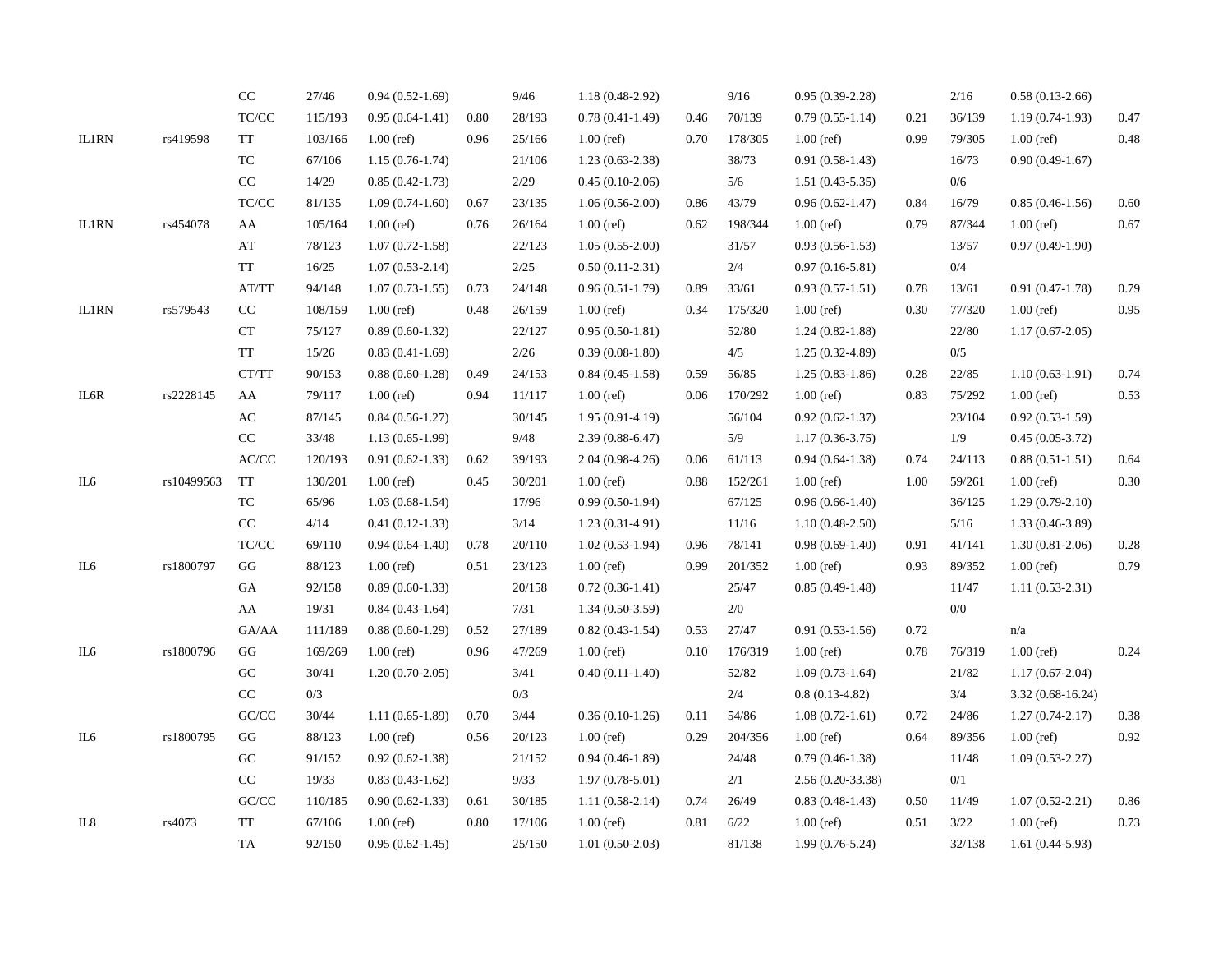| | | | | | | | | | | | | | | |
|---|---|---|---|---|---|---|---|---|---|---|---|---|---|---|
| | | CC | 27/46 | 0.94 (0.52-1.69) | | 9/46 | 1.18 (0.48-2.92) | | 9/16 | 0.95 (0.39-2.28) | | 2/16 | 0.58 (0.13-2.66) | |
| | | TC/CC | 115/193 | 0.95 (0.64-1.41) | 0.80 | 28/193 | 0.78 (0.41-1.49) | 0.46 | 70/139 | 0.79 (0.55-1.14) | 0.21 | 36/139 | 1.19 (0.74-1.93) | 0.47 |
| IL1RN | rs419598 | TT | 103/166 | 1.00 (ref) | 0.96 | 25/166 | 1.00 (ref) | 0.70 | 178/305 | 1.00 (ref) | 0.99 | 79/305 | 1.00 (ref) | 0.48 |
| | | TC | 67/106 | 1.15 (0.76-1.74) | | 21/106 | 1.23 (0.63-2.38) | | 38/73 | 0.91 (0.58-1.43) | | 16/73 | 0.90 (0.49-1.67) | |
| | | CC | 14/29 | 0.85 (0.42-1.73) | | 2/29 | 0.45 (0.10-2.06) | | 5/6 | 1.51 (0.43-5.35) | | 0/6 | | |
| | | TC/CC | 81/135 | 1.09 (0.74-1.60) | 0.67 | 23/135 | 1.06 (0.56-2.00) | 0.86 | 43/79 | 0.96 (0.62-1.47) | 0.84 | 16/79 | 0.85 (0.46-1.56) | 0.60 |
| IL1RN | rs454078 | AA | 105/164 | 1.00 (ref) | 0.76 | 26/164 | 1.00 (ref) | 0.62 | 198/344 | 1.00 (ref) | 0.79 | 87/344 | 1.00 (ref) | 0.67 |
| | | AT | 78/123 | 1.07 (0.72-1.58) | | 22/123 | 1.05 (0.55-2.00) | | 31/57 | 0.93 (0.56-1.53) | | 13/57 | 0.97 (0.49-1.90) | |
| | | TT | 16/25 | 1.07 (0.53-2.14) | | 2/25 | 0.50 (0.11-2.31) | | 2/4 | 0.97 (0.16-5.81) | | 0/4 | | |
| | | AT/TT | 94/148 | 1.07 (0.73-1.55) | 0.73 | 24/148 | 0.96 (0.51-1.79) | 0.89 | 33/61 | 0.93 (0.57-1.51) | 0.78 | 13/61 | 0.91 (0.47-1.78) | 0.79 |
| IL1RN | rs579543 | CC | 108/159 | 1.00 (ref) | 0.48 | 26/159 | 1.00 (ref) | 0.34 | 175/320 | 1.00 (ref) | 0.30 | 77/320 | 1.00 (ref) | 0.95 |
| | | CT | 75/127 | 0.89 (0.60-1.32) | | 22/127 | 0.95 (0.50-1.81) | | 52/80 | 1.24 (0.82-1.88) | | 22/80 | 1.17 (0.67-2.05) | |
| | | TT | 15/26 | 0.83 (0.41-1.69) | | 2/26 | 0.39 (0.08-1.80) | | 4/5 | 1.25 (0.32-4.89) | | 0/5 | | |
| | | CT/TT | 90/153 | 0.88 (0.60-1.28) | 0.49 | 24/153 | 0.84 (0.45-1.58) | 0.59 | 56/85 | 1.25 (0.83-1.86) | 0.28 | 22/85 | 1.10 (0.63-1.91) | 0.74 |
| IL6R | rs2228145 | AA | 79/117 | 1.00 (ref) | 0.94 | 11/117 | 1.00 (ref) | 0.06 | 170/292 | 1.00 (ref) | 0.83 | 75/292 | 1.00 (ref) | 0.53 |
| | | AC | 87/145 | 0.84 (0.56-1.27) | | 30/145 | 1.95 (0.91-4.19) | | 56/104 | 0.92 (0.62-1.37) | | 23/104 | 0.92 (0.53-1.59) | |
| | | CC | 33/48 | 1.13 (0.65-1.99) | | 9/48 | 2.39 (0.88-6.47) | | 5/9 | 1.17 (0.36-3.75) | | 1/9 | 0.45 (0.05-3.72) | |
| | | AC/CC | 120/193 | 0.91 (0.62-1.33) | 0.62 | 39/193 | 2.04 (0.98-4.26) | 0.06 | 61/113 | 0.94 (0.64-1.38) | 0.74 | 24/113 | 0.88 (0.51-1.51) | 0.64 |
| IL6 | rs10499563 | TT | 130/201 | 1.00 (ref) | 0.45 | 30/201 | 1.00 (ref) | 0.88 | 152/261 | 1.00 (ref) | 1.00 | 59/261 | 1.00 (ref) | 0.30 |
| | | TC | 65/96 | 1.03 (0.68-1.54) | | 17/96 | 0.99 (0.50-1.94) | | 67/125 | 0.96 (0.66-1.40) | | 36/125 | 1.29 (0.79-2.10) | |
| | | CC | 4/14 | 0.41 (0.12-1.33) | | 3/14 | 1.23 (0.31-4.91) | | 11/16 | 1.10 (0.48-2.50) | | 5/16 | 1.33 (0.46-3.89) | |
| | | TC/CC | 69/110 | 0.94 (0.64-1.40) | 0.78 | 20/110 | 1.02 (0.53-1.94) | 0.96 | 78/141 | 0.98 (0.69-1.40) | 0.91 | 41/141 | 1.30 (0.81-2.06) | 0.28 |
| IL6 | rs1800797 | GG | 88/123 | 1.00 (ref) | 0.51 | 23/123 | 1.00 (ref) | 0.99 | 201/352 | 1.00 (ref) | 0.93 | 89/352 | 1.00 (ref) | 0.79 |
| | | GA | 92/158 | 0.89 (0.60-1.33) | | 20/158 | 0.72 (0.36-1.41) | | 25/47 | 0.85 (0.49-1.48) | | 11/47 | 1.11 (0.53-2.31) | |
| | | AA | 19/31 | 0.84 (0.43-1.64) | | 7/31 | 1.34 (0.50-3.59) | | 2/0 | | | 0/0 | | |
| | | GA/AA | 111/189 | 0.88 (0.60-1.29) | 0.52 | 27/189 | 0.82 (0.43-1.54) | 0.53 | 27/47 | 0.91 (0.53-1.56) | 0.72 | | n/a | |
| IL6 | rs1800796 | GG | 169/269 | 1.00 (ref) | 0.96 | 47/269 | 1.00 (ref) | 0.10 | 176/319 | 1.00 (ref) | 0.78 | 76/319 | 1.00 (ref) | 0.24 |
| | | GC | 30/41 | 1.20 (0.70-2.05) | | 3/41 | 0.40 (0.11-1.40) | | 52/82 | 1.09 (0.73-1.64) | | 21/82 | 1.17 (0.67-2.04) | |
| | | CC | 0/3 | | | 0/3 | | | 2/4 | 0.8 (0.13-4.82) | | 3/4 | 3.32 (0.68-16.24) | |
| | | GC/CC | 30/44 | 1.11 (0.65-1.89) | 0.70 | 3/44 | 0.36 (0.10-1.26) | 0.11 | 54/86 | 1.08 (0.72-1.61) | 0.72 | 24/86 | 1.27 (0.74-2.17) | 0.38 |
| IL6 | rs1800795 | GG | 88/123 | 1.00 (ref) | 0.56 | 20/123 | 1.00 (ref) | 0.29 | 204/356 | 1.00 (ref) | 0.64 | 89/356 | 1.00 (ref) | 0.92 |
| | | GC | 91/152 | 0.92 (0.62-1.38) | | 21/152 | 0.94 (0.46-1.89) | | 24/48 | 0.79 (0.46-1.38) | | 11/48 | 1.09 (0.53-2.27) | |
| | | CC | 19/33 | 0.83 (0.43-1.62) | | 9/33 | 1.97 (0.78-5.01) | | 2/1 | 2.56 (0.20-33.38) | | 0/1 | | |
| | | GC/CC | 110/185 | 0.90 (0.62-1.33) | 0.61 | 30/185 | 1.11 (0.58-2.14) | 0.74 | 26/49 | 0.83 (0.48-1.43) | 0.50 | 11/49 | 1.07 (0.52-2.21) | 0.86 |
| IL8 | rs4073 | TT | 67/106 | 1.00 (ref) | 0.80 | 17/106 | 1.00 (ref) | 0.81 | 6/22 | 1.00 (ref) | 0.51 | 3/22 | 1.00 (ref) | 0.73 |
| | | TA | 92/150 | 0.95 (0.62-1.45) | | 25/150 | 1.01 (0.50-2.03) | | 81/138 | 1.99 (0.76-5.24) | | 32/138 | 1.61 (0.44-5.93) | |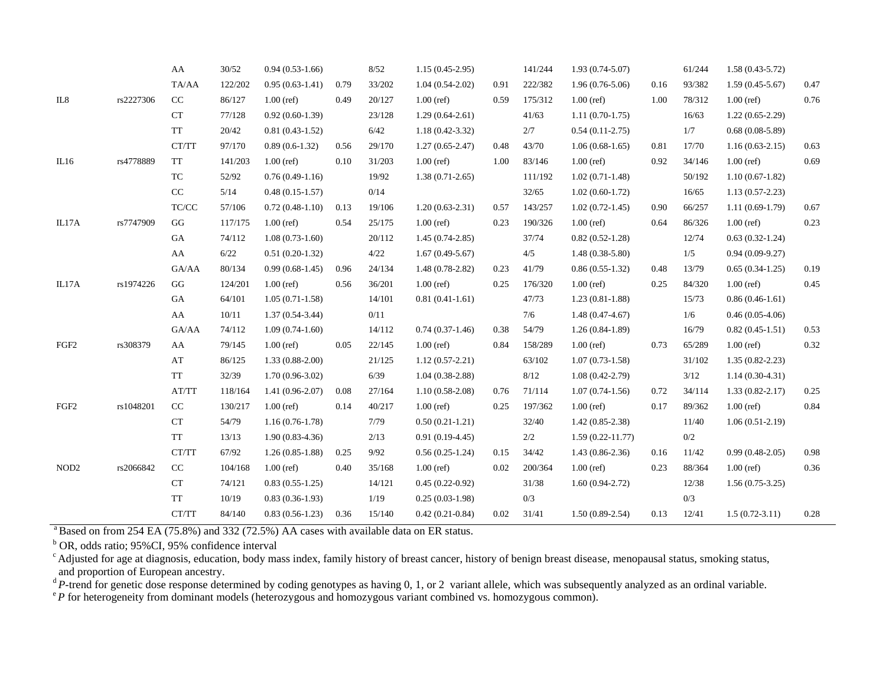| | | | | | | | | | | | | | | | | |
|---|---|---|---|---|---|---|---|---|---|---|---|---|---|---|---|---|
| | | AA | 30/52 | 0.94 (0.53-1.66) | | 8/52 | 1.15 (0.45-2.95) | | 141/244 | 1.93 (0.74-5.07) | | 61/244 | 1.58 (0.43-5.72) | |
| | | TA/AA | 122/202 | 0.95 (0.63-1.41) | 0.79 | 33/202 | 1.04 (0.54-2.02) | 0.91 | 222/382 | 1.96 (0.76-5.06) | 0.16 | 93/382 | 1.59 (0.45-5.67) | 0.47 |
| IL8 | rs2227306 | CC | 86/127 | 1.00 (ref) | 0.49 | 20/127 | 1.00 (ref) | 0.59 | 175/312 | 1.00 (ref) | 1.00 | 78/312 | 1.00 (ref) | 0.76 |
| | | CT | 77/128 | 0.92 (0.60-1.39) | | 23/128 | 1.29 (0.64-2.61) | | 41/63 | 1.11 (0.70-1.75) | | 16/63 | 1.22 (0.65-2.29) | |
| | | TT | 20/42 | 0.81 (0.43-1.52) | | 6/42 | 1.18 (0.42-3.32) | | 2/7 | 0.54 (0.11-2.75) | | 1/7 | 0.68 (0.08-5.89) | |
| | | CT/TT | 97/170 | 0.89 (0.6-1.32) | 0.56 | 29/170 | 1.27 (0.65-2.47) | 0.48 | 43/70 | 1.06 (0.68-1.65) | 0.81 | 17/70 | 1.16 (0.63-2.15) | 0.63 |
| IL16 | rs4778889 | TT | 141/203 | 1.00 (ref) | 0.10 | 31/203 | 1.00 (ref) | 1.00 | 83/146 | 1.00 (ref) | 0.92 | 34/146 | 1.00 (ref) | 0.69 |
| | | TC | 52/92 | 0.76 (0.49-1.16) | | 19/92 | 1.38 (0.71-2.65) | | 111/192 | 1.02 (0.71-1.48) | | 50/192 | 1.10 (0.67-1.82) | |
| | | CC | 5/14 | 0.48 (0.15-1.57) | | 0/14 | | | 32/65 | 1.02 (0.60-1.72) | | 16/65 | 1.13 (0.57-2.23) | |
| | | TC/CC | 57/106 | 0.72 (0.48-1.10) | 0.13 | 19/106 | 1.20 (0.63-2.31) | 0.57 | 143/257 | 1.02 (0.72-1.45) | 0.90 | 66/257 | 1.11 (0.69-1.79) | 0.67 |
| IL17A | rs7747909 | GG | 117/175 | 1.00 (ref) | 0.54 | 25/175 | 1.00 (ref) | 0.23 | 190/326 | 1.00 (ref) | 0.64 | 86/326 | 1.00 (ref) | 0.23 |
| | | GA | 74/112 | 1.08 (0.73-1.60) | | 20/112 | 1.45 (0.74-2.85) | | 37/74 | 0.82 (0.52-1.28) | | 12/74 | 0.63 (0.32-1.24) | |
| | | AA | 6/22 | 0.51 (0.20-1.32) | | 4/22 | 1.67 (0.49-5.67) | | 4/5 | 1.48 (0.38-5.80) | | 1/5 | 0.94 (0.09-9.27) | |
| | | GA/AA | 80/134 | 0.99 (0.68-1.45) | 0.96 | 24/134 | 1.48 (0.78-2.82) | 0.23 | 41/79 | 0.86 (0.55-1.32) | 0.48 | 13/79 | 0.65 (0.34-1.25) | 0.19 |
| IL17A | rs1974226 | GG | 124/201 | 1.00 (ref) | 0.56 | 36/201 | 1.00 (ref) | 0.25 | 176/320 | 1.00 (ref) | 0.25 | 84/320 | 1.00 (ref) | 0.45 |
| | | GA | 64/101 | 1.05 (0.71-1.58) | | 14/101 | 0.81 (0.41-1.61) | | 47/73 | 1.23 (0.81-1.88) | | 15/73 | 0.86 (0.46-1.61) | |
| | | AA | 10/11 | 1.37 (0.54-3.44) | | 0/11 | | | 7/6 | 1.48 (0.47-4.67) | | 1/6 | 0.46 (0.05-4.06) | |
| | | GA/AA | 74/112 | 1.09 (0.74-1.60) | | 14/112 | 0.74 (0.37-1.46) | 0.38 | 54/79 | 1.26 (0.84-1.89) | | 16/79 | 0.82 (0.45-1.51) | 0.53 |
| FGF2 | rs308379 | AA | 79/145 | 1.00 (ref) | 0.05 | 22/145 | 1.00 (ref) | 0.84 | 158/289 | 1.00 (ref) | 0.73 | 65/289 | 1.00 (ref) | 0.32 |
| | | AT | 86/125 | 1.33 (0.88-2.00) | | 21/125 | 1.12 (0.57-2.21) | | 63/102 | 1.07 (0.73-1.58) | | 31/102 | 1.35 (0.82-2.23) | |
| | | TT | 32/39 | 1.70 (0.96-3.02) | | 6/39 | 1.04 (0.38-2.88) | | 8/12 | 1.08 (0.42-2.79) | | 3/12 | 1.14 (0.30-4.31) | |
| | | AT/TT | 118/164 | 1.41 (0.96-2.07) | 0.08 | 27/164 | 1.10 (0.58-2.08) | 0.76 | 71/114 | 1.07 (0.74-1.56) | 0.72 | 34/114 | 1.33 (0.82-2.17) | 0.25 |
| FGF2 | rs1048201 | CC | 130/217 | 1.00 (ref) | 0.14 | 40/217 | 1.00 (ref) | 0.25 | 197/362 | 1.00 (ref) | 0.17 | 89/362 | 1.00 (ref) | 0.84 |
| | | CT | 54/79 | 1.16 (0.76-1.78) | | 7/79 | 0.50 (0.21-1.21) | | 32/40 | 1.42 (0.85-2.38) | | 11/40 | 1.06 (0.51-2.19) | |
| | | TT | 13/13 | 1.90 (0.83-4.36) | | 2/13 | 0.91 (0.19-4.45) | | 2/2 | 1.59 (0.22-11.77) | | 0/2 | | |
| | | CT/TT | 67/92 | 1.26 (0.85-1.88) | 0.25 | 9/92 | 0.56 (0.25-1.24) | 0.15 | 34/42 | 1.43 (0.86-2.36) | 0.16 | 11/42 | 0.99 (0.48-2.05) | 0.98 |
| NOD2 | rs2066842 | CC | 104/168 | 1.00 (ref) | 0.40 | 35/168 | 1.00 (ref) | 0.02 | 200/364 | 1.00 (ref) | 0.23 | 88/364 | 1.00 (ref) | 0.36 |
| | | CT | 74/121 | 0.83 (0.55-1.25) | | 14/121 | 0.45 (0.22-0.92) | | 31/38 | 1.60 (0.94-2.72) | | 12/38 | 1.56 (0.75-3.25) | |
| | | TT | 10/19 | 0.83 (0.36-1.93) | | 1/19 | 0.25 (0.03-1.98) | | 0/3 | | | 0/3 | | |
| | | CT/TT | 84/140 | 0.83 (0.56-1.23) | 0.36 | 15/140 | 0.42 (0.21-0.84) | 0.02 | 31/41 | 1.50 (0.89-2.54) | 0.13 | 12/41 | 1.5 (0.72-3.11) | 0.28 |

[a] Based on from 254 EA (75.8%) and 332 (72.5%) AA cases with available data on ER status.

[b] OR, odds ratio; 95%CI, 95% confidence interval

[c] Adjusted for age at diagnosis, education, body mass index, family history of breast cancer, history of benign breast disease, menopausal status, smoking status, and proportion of European ancestry.

[d] *P*-trend for genetic dose response determined by coding genotypes as having 0, 1, or 2 variant allele, which was subsequently analyzed as an ordinal variable.

[e] *P* for heterogeneity from dominant models (heterozygous and homozygous variant combined vs. homozygous common).